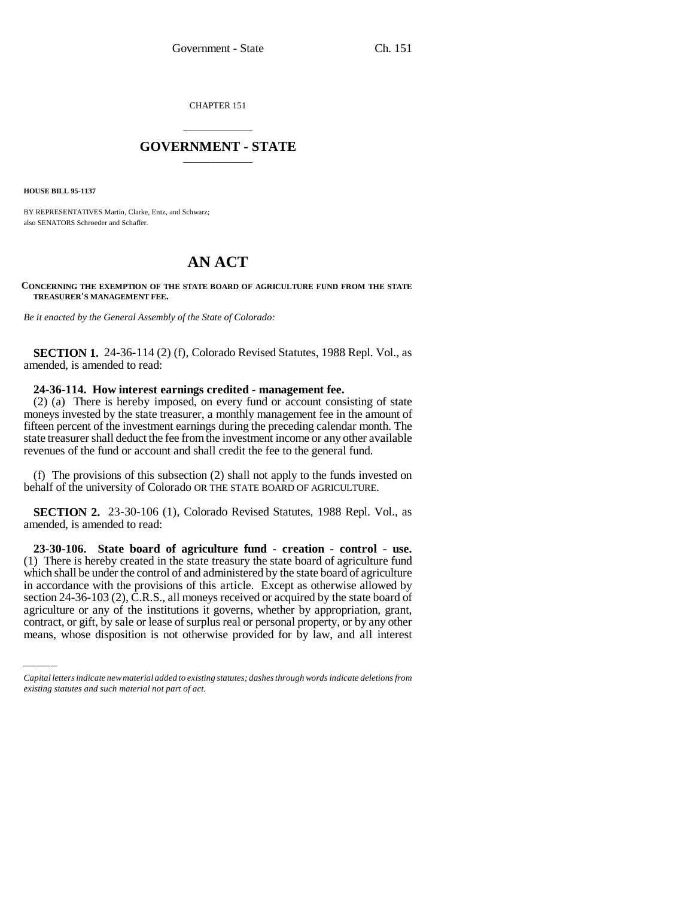CHAPTER 151

# GOVERNMENT - STATE

**HOUSE BILL 95-1137**

BY REPRESENTATIVES Martin, Clarke, Entz, and Schwarz;
also SENATORS Schroeder and Schaffer.

# AN ACT

**CONCERNING THE EXEMPTION OF THE STATE BOARD OF AGRICULTURE FUND FROM THE STATE TREASURER'S MANAGEMENT FEE.**

*Be it enacted by the General Assembly of the State of Colorado:*

**SECTION 1.** 24-36-114 (2) (f), Colorado Revised Statutes, 1988 Repl. Vol., as amended, is amended to read:

**24-36-114. How interest earnings credited - management fee.** (2) (a) There is hereby imposed, on every fund or account consisting of state moneys invested by the state treasurer, a monthly management fee in the amount of fifteen percent of the investment earnings during the preceding calendar month. The state treasurer shall deduct the fee from the investment income or any other available revenues of the fund or account and shall credit the fee to the general fund.

(f) The provisions of this subsection (2) shall not apply to the funds invested on behalf of the university of Colorado OR THE STATE BOARD OF AGRICULTURE.

**SECTION 2.** 23-30-106 (1), Colorado Revised Statutes, 1988 Repl. Vol., as amended, is amended to read:

**23-30-106. State board of agriculture fund - creation - control - use.** (1) There is hereby created in the state treasury the state board of agriculture fund which shall be under the control of and administered by the state board of agriculture in accordance with the provisions of this article. Except as otherwise allowed by section 24-36-103 (2), C.R.S., all moneys received or acquired by the state board of agriculture or any of the institutions it governs, whether by appropriation, grant, contract, or gift, by sale or lease of surplus real or personal property, or by any other means, whose disposition is not otherwise provided for by law, and all interest

*Capital letters indicate new material added to existing statutes; dashes through words indicate deletions from existing statutes and such material not part of act.*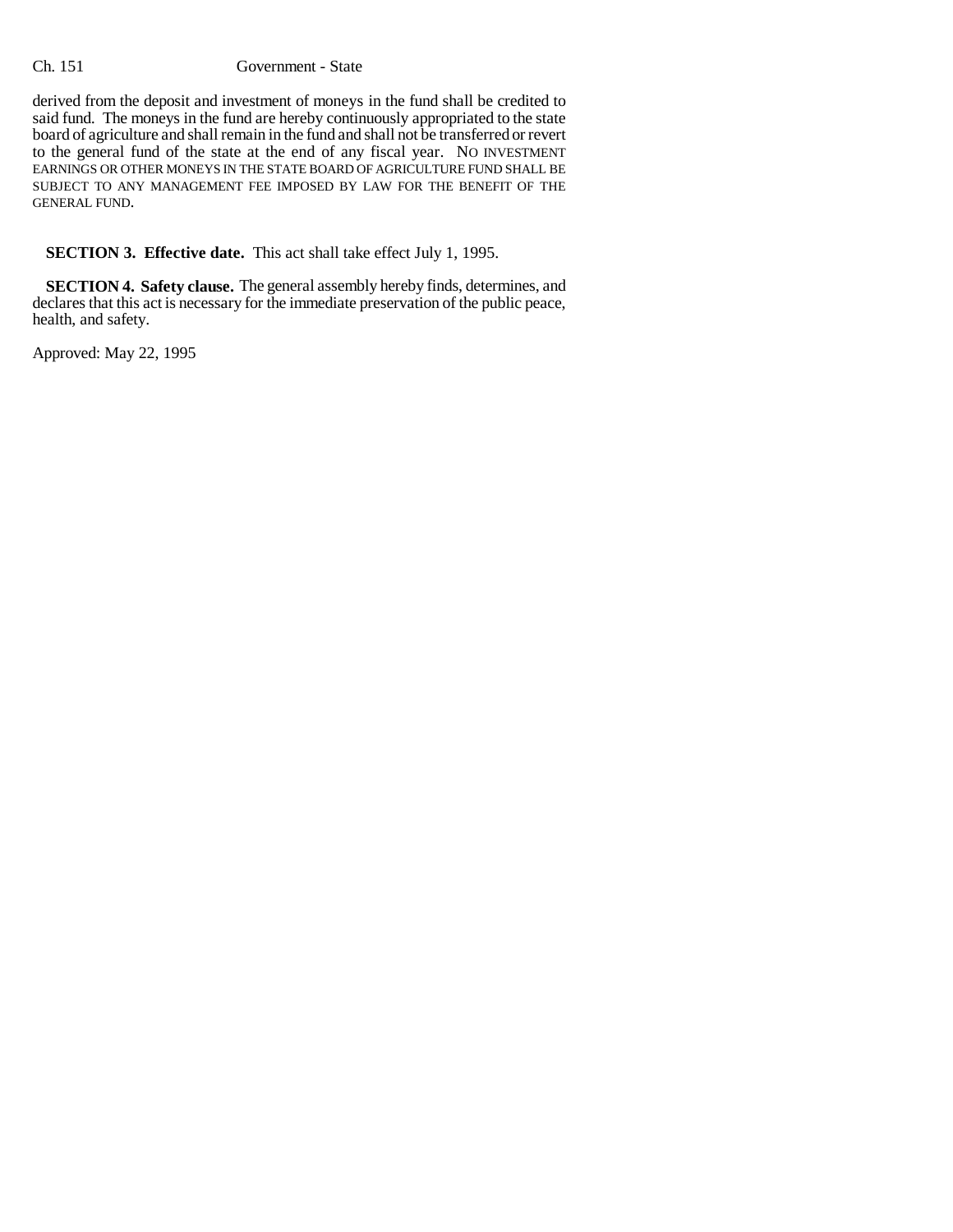derived from the deposit and investment of moneys in the fund shall be credited to said fund. The moneys in the fund are hereby continuously appropriated to the state board of agriculture and shall remain in the fund and shall not be transferred or revert to the general fund of the state at the end of any fiscal year. NO INVESTMENT EARNINGS OR OTHER MONEYS IN THE STATE BOARD OF AGRICULTURE FUND SHALL BE SUBJECT TO ANY MANAGEMENT FEE IMPOSED BY LAW FOR THE BENEFIT OF THE GENERAL FUND.

**SECTION 3. Effective date.** This act shall take effect July 1, 1995.

**SECTION 4. Safety clause.** The general assembly hereby finds, determines, and declares that this act is necessary for the immediate preservation of the public peace, health, and safety.

Approved: May 22, 1995